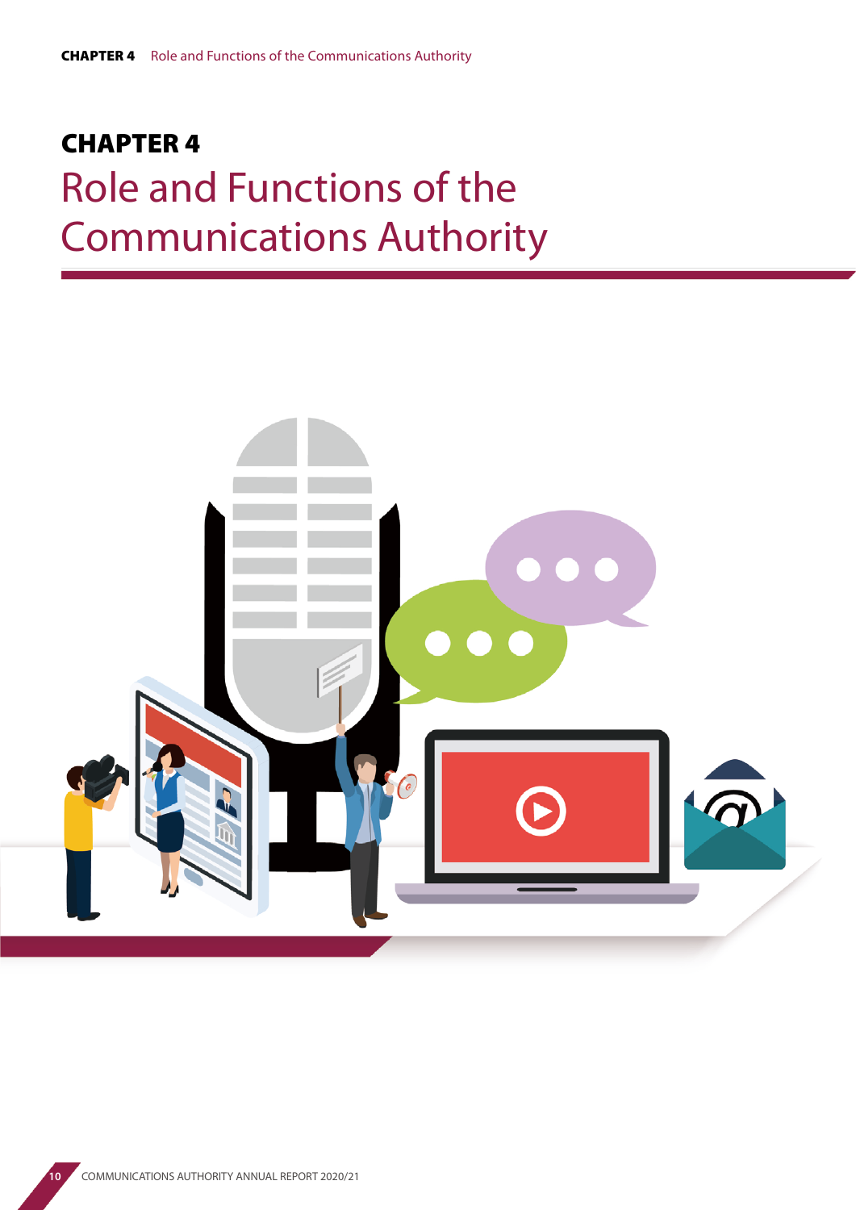# CHAPTER 4
# Role and Functions of the Communications Authority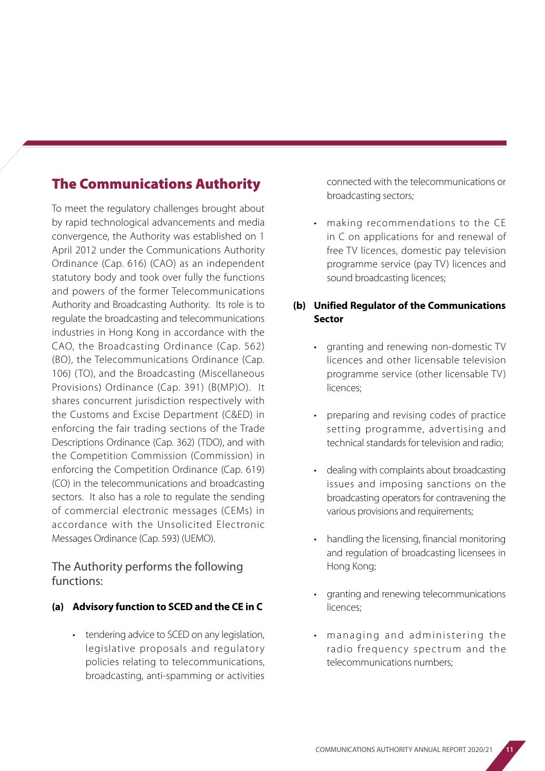## The Communications Authority

To meet the regulatory challenges brought about by rapid technological advancements and media convergence, the Authority was established on 1 April 2012 under the Communications Authority Ordinance (Cap. 616) (CAO) as an independent statutory body and took over fully the functions and powers of the former Telecommunications Authority and Broadcasting Authority. Its role is to regulate the broadcasting and telecommunications industries in Hong Kong in accordance with the CAO, the Broadcasting Ordinance (Cap. 562) (BO), the Telecommunications Ordinance (Cap. 106) (TO), and the Broadcasting (Miscellaneous Provisions) Ordinance (Cap. 391) (B(MP)O). It shares concurrent jurisdiction respectively with the Customs and Excise Department (C&ED) in enforcing the fair trading sections of the Trade Descriptions Ordinance (Cap. 362) (TDO), and with the Competition Commission (Commission) in enforcing the Competition Ordinance (Cap. 619) (CO) in the telecommunications and broadcasting sectors. It also has a role to regulate the sending of commercial electronic messages (CEMs) in accordance with the Unsolicited Electronic Messages Ordinance (Cap. 593) (UEMO).

The Authority performs the following functions:

**(a) Advisory function to SCED and the CE in C**

- tendering advice to SCED on any legislation, legislative proposals and regulatory policies relating to telecommunications, broadcasting, anti-spamming or activities connected with the telecommunications or broadcasting sectors;
- making recommendations to the CE in C on applications for and renewal of free TV licences, domestic pay television programme service (pay TV) licences and sound broadcasting licences;

**(b) Unified Regulator of the Communications Sector**

- granting and renewing non-domestic TV licences and other licensable television programme service (other licensable TV) licences;
- preparing and revising codes of practice setting programme, advertising and technical standards for television and radio;
- dealing with complaints about broadcasting issues and imposing sanctions on the broadcasting operators for contravening the various provisions and requirements;
- handling the licensing, financial monitoring and regulation of broadcasting licensees in Hong Kong;
- granting and renewing telecommunications licences;
- managing and administering the radio frequency spectrum and the telecommunications numbers;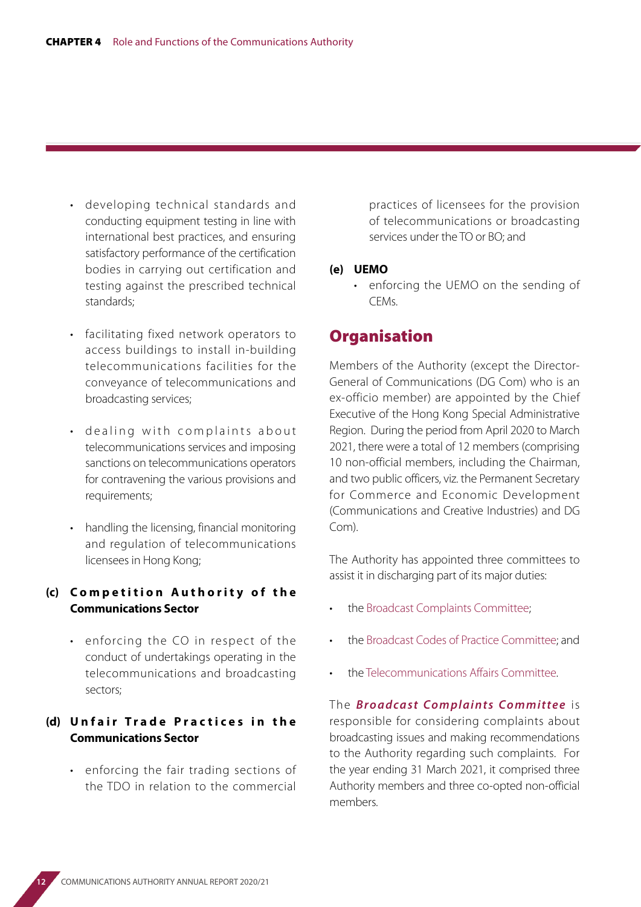- developing technical standards and conducting equipment testing in line with international best practices, and ensuring satisfactory performance of the certification bodies in carrying out certification and testing against the prescribed technical standards;

- facilitating fixed network operators to access buildings to install in-building telecommunications facilities for the conveyance of telecommunications and broadcasting services;

- dealing with complaints about telecommunications services and imposing sanctions on telecommunications operators for contravening the various provisions and requirements;

- handling the licensing, financial monitoring and regulation of telecommunications licensees in Hong Kong;

**(c) Competition Authority of the Communications Sector**

- enforcing the CO in respect of the conduct of undertakings operating in the telecommunications and broadcasting sectors;

**(d) Unfair Trade Practices in the Communications Sector**

- enforcing the fair trading sections of the TDO in relation to the commercial practices of licensees for the provision of telecommunications or broadcasting services under the TO or BO; and

**(e) UEMO**

- enforcing the UEMO on the sending of CEMs.

## Organisation

Members of the Authority (except the Director-General of Communications (DG Com) who is an ex-officio member) are appointed by the Chief Executive of the Hong Kong Special Administrative Region. During the period from April 2020 to March 2021, there were a total of 12 members (comprising 10 non-official members, including the Chairman, and two public officers, viz. the Permanent Secretary for Commerce and Economic Development (Communications and Creative Industries) and DG Com).

The Authority has appointed three committees to assist it in discharging part of its major duties:

- the Broadcast Complaints Committee;

- the Broadcast Codes of Practice Committee; and

- the Telecommunications Affairs Committee.

The ***Broadcast Complaints Committee*** is responsible for considering complaints about broadcasting issues and making recommendations to the Authority regarding such complaints. For the year ending 31 March 2021, it comprised three Authority members and three co-opted non-official members.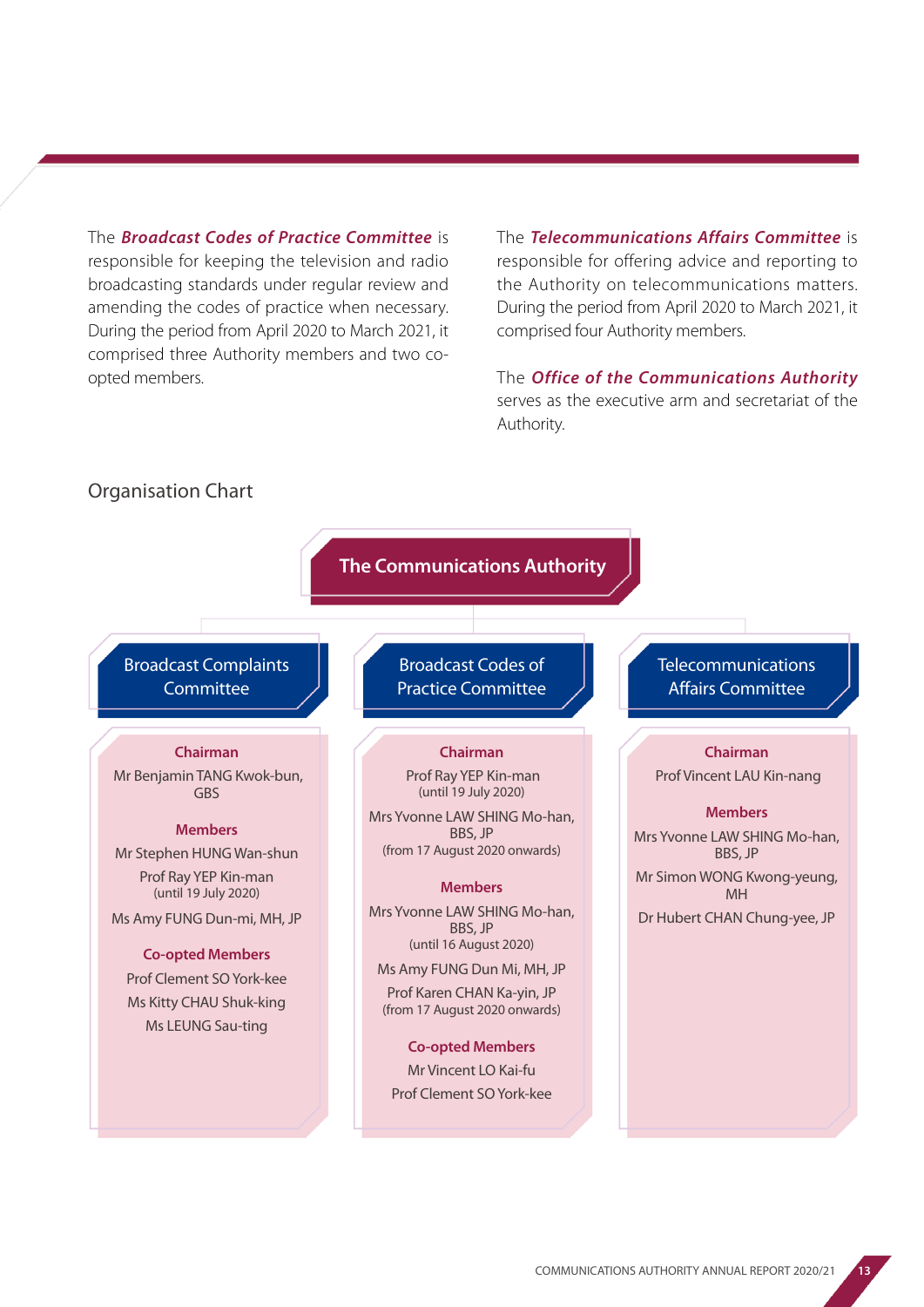The ***Broadcast Codes of Practice Committee*** is responsible for keeping the television and radio broadcasting standards under regular review and amending the codes of practice when necessary. During the period from April 2020 to March 2021, it comprised three Authority members and two co-opted members.

The ***Telecommunications Affairs Committee*** is responsible for offering advice and reporting to the Authority on telecommunications matters. During the period from April 2020 to March 2021, it comprised four Authority members.

The ***Office of the Communications Authority*** serves as the executive arm and secretariat of the Authority.

## Organisation Chart

**The Communications Authority**

### Broadcast Complaints Committee

**Chairman**

Mr Benjamin TANG Kwok-bun, GBS

**Members**

Mr Stephen HUNG Wan-shun

Prof Ray YEP Kin-man (until 19 July 2020)

Ms Amy FUNG Dun-mi, MH, JP

**Co-opted Members**

Prof Clement SO York-kee

Ms Kitty CHAU Shuk-king

Ms LEUNG Sau-ting

### Broadcast Codes of Practice Committee

**Chairman**

Prof Ray YEP Kin-man (until 19 July 2020)

Mrs Yvonne LAW SHING Mo-han, BBS, JP (from 17 August 2020 onwards)

**Members**

Mrs Yvonne LAW SHING Mo-han, BBS, JP (until 16 August 2020)

Ms Amy FUNG Dun Mi, MH, JP

Prof Karen CHAN Ka-yin, JP (from 17 August 2020 onwards)

**Co-opted Members**

Mr Vincent LO Kai-fu

Prof Clement SO York-kee

### Telecommunications Affairs Committee

**Chairman**

Prof Vincent LAU Kin-nang

**Members**

Mrs Yvonne LAW SHING Mo-han, BBS, JP

Mr Simon WONG Kwong-yeung, MH

Dr Hubert CHAN Chung-yee, JP